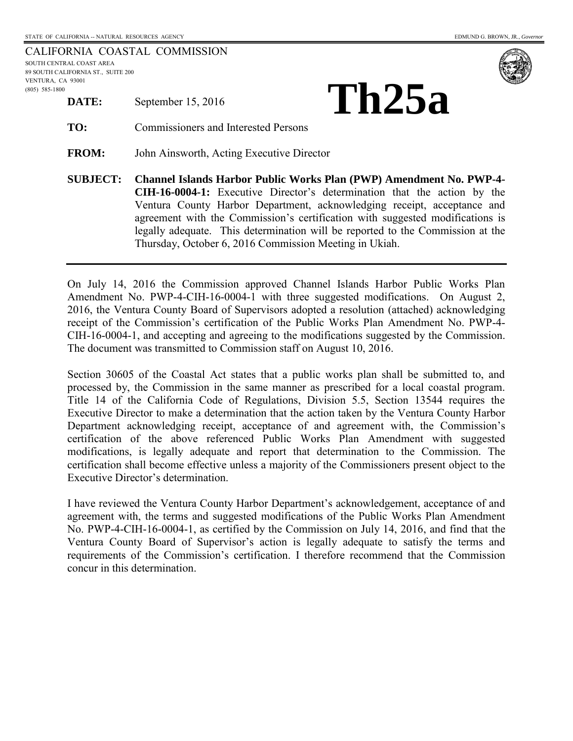STATE OF CALIFORNIA -- NATURAL RESOURCES AGENCY

EDMUND G. BROWN, JR., *Governor*

CALIFORNIA COASTAL COMMISSION

SOUTH CENTRAL COAST AREA
89 SOUTH CALIFORNIA ST., SUITE 200
VENTURA, CA 93001
(805) 585-1800

# Th25a

**DATE:** September 15, 2016

**TO:** Commissioners and Interested Persons

**FROM:** John Ainsworth, Acting Executive Director

**SUBJECT:** **Channel Islands Harbor Public Works Plan (PWP) Amendment No. PWP-4-CIH-16-0004-1:** Executive Director's determination that the action by the Ventura County Harbor Department, acknowledging receipt, acceptance and agreement with the Commission's certification with suggested modifications is legally adequate. This determination will be reported to the Commission at the Thursday, October 6, 2016 Commission Meeting in Ukiah.

---

On July 14, 2016 the Commission approved Channel Islands Harbor Public Works Plan Amendment No. PWP-4-CIH-16-0004-1 with three suggested modifications. On August 2, 2016, the Ventura County Board of Supervisors adopted a resolution (attached) acknowledging receipt of the Commission's certification of the Public Works Plan Amendment No. PWP-4-CIH-16-0004-1, and accepting and agreeing to the modifications suggested by the Commission. The document was transmitted to Commission staff on August 10, 2016.

Section 30605 of the Coastal Act states that a public works plan shall be submitted to, and processed by, the Commission in the same manner as prescribed for a local coastal program. Title 14 of the California Code of Regulations, Division 5.5, Section 13544 requires the Executive Director to make a determination that the action taken by the Ventura County Harbor Department acknowledging receipt, acceptance of and agreement with, the Commission's certification of the above referenced Public Works Plan Amendment with suggested modifications, is legally adequate and report that determination to the Commission. The certification shall become effective unless a majority of the Commissioners present object to the Executive Director's determination.

I have reviewed the Ventura County Harbor Department's acknowledgement, acceptance of and agreement with, the terms and suggested modifications of the Public Works Plan Amendment No. PWP-4-CIH-16-0004-1, as certified by the Commission on July 14, 2016, and find that the Ventura County Board of Supervisor's action is legally adequate to satisfy the terms and requirements of the Commission's certification. I therefore recommend that the Commission concur in this determination.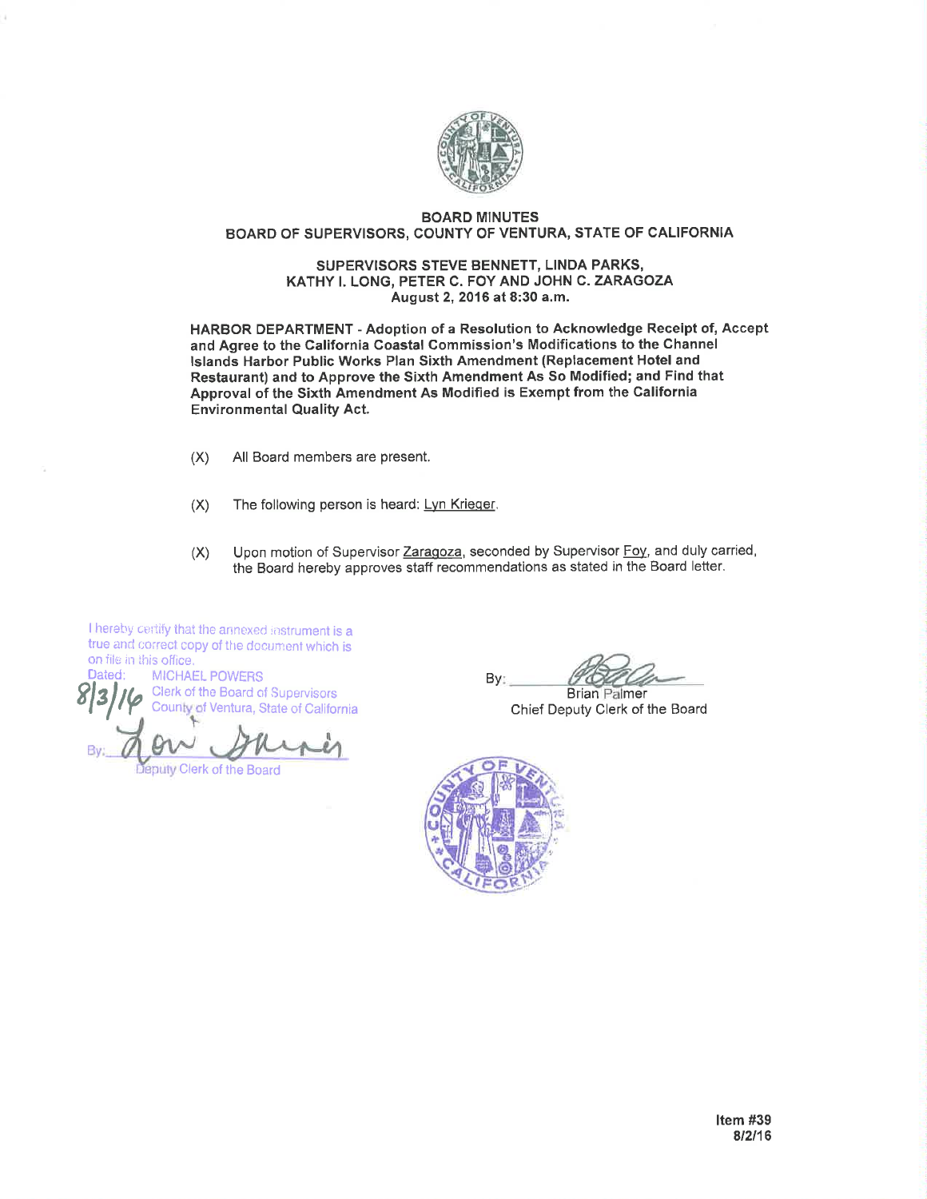**BOARD MINUTES**
**BOARD OF SUPERVISORS, COUNTY OF VENTURA, STATE OF CALIFORNIA**

**SUPERVISORS STEVE BENNETT, LINDA PARKS,**
**KATHY I. LONG, PETER C. FOY AND JOHN C. ZARAGOZA**
**August 2, 2016 at 8:30 a.m.**

**HARBOR DEPARTMENT - Adoption of a Resolution to Acknowledge Receipt of, Accept and Agree to the California Coastal Commission's Modifications to the Channel Islands Harbor Public Works Plan Sixth Amendment (Replacement Hotel and Restaurant) and to Approve the Sixth Amendment As So Modified; and Find that Approval of the Sixth Amendment As Modified is Exempt from the California Environmental Quality Act.**

(X) All Board members are present.

(X) The following person is heard: Lyn Krieger.

(X) Upon motion of Supervisor Zaragoza, seconded by Supervisor Foy, and duly carried, the Board hereby approves staff recommendations as stated in the Board letter.

I hereby certify that the annexed instrument is a true and correct copy of the document which is on file in this office.
Dated: 8/3/16
MICHAEL POWERS
Clerk of the Board of Supervisors
County of Ventura, State of California
By: Lori Garcia
Deputy Clerk of the Board

By: Brian Palmer
Chief Deputy Clerk of the Board

Item #39
8/2/16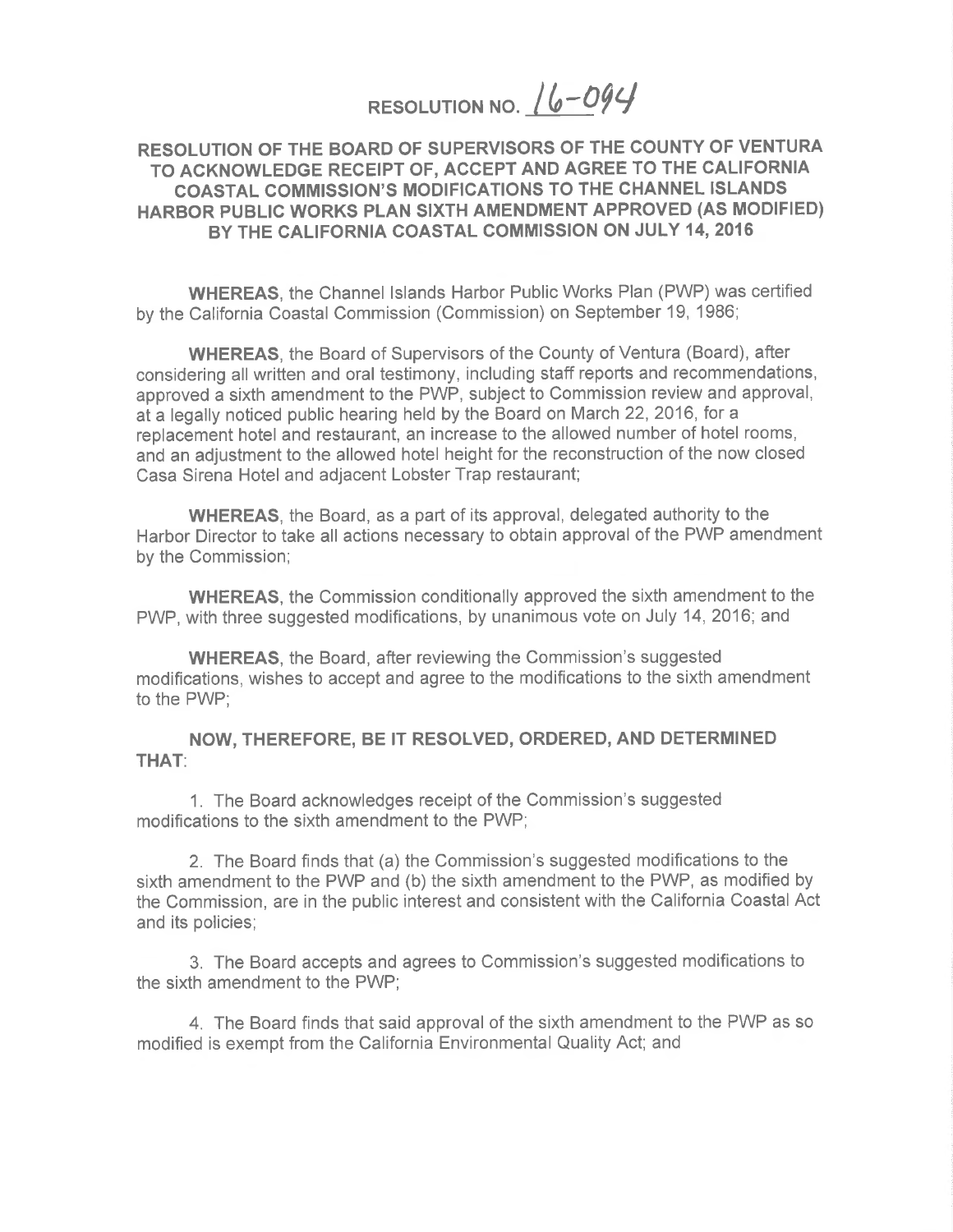# RESOLUTION NO. 16-094

## RESOLUTION OF THE BOARD OF SUPERVISORS OF THE COUNTY OF VENTURA TO ACKNOWLEDGE RECEIPT OF, ACCEPT AND AGREE TO THE CALIFORNIA COASTAL COMMISSION'S MODIFICATIONS TO THE CHANNEL ISLANDS HARBOR PUBLIC WORKS PLAN SIXTH AMENDMENT APPROVED (AS MODIFIED) BY THE CALIFORNIA COASTAL COMMISSION ON JULY 14, 2016

**WHEREAS**, the Channel Islands Harbor Public Works Plan (PWP) was certified by the California Coastal Commission (Commission) on September 19, 1986;

**WHEREAS**, the Board of Supervisors of the County of Ventura (Board), after considering all written and oral testimony, including staff reports and recommendations, approved a sixth amendment to the PWP, subject to Commission review and approval, at a legally noticed public hearing held by the Board on March 22, 2016, for a replacement hotel and restaurant, an increase to the allowed number of hotel rooms, and an adjustment to the allowed hotel height for the reconstruction of the now closed Casa Sirena Hotel and adjacent Lobster Trap restaurant;

**WHEREAS**, the Board, as a part of its approval, delegated authority to the Harbor Director to take all actions necessary to obtain approval of the PWP amendment by the Commission;

**WHEREAS**, the Commission conditionally approved the sixth amendment to the PWP, with three suggested modifications, by unanimous vote on July 14, 2016; and

**WHEREAS**, the Board, after reviewing the Commission's suggested modifications, wishes to accept and agree to the modifications to the sixth amendment to the PWP;

**NOW, THEREFORE, BE IT RESOLVED, ORDERED, AND DETERMINED THAT**:

1. The Board acknowledges receipt of the Commission's suggested modifications to the sixth amendment to the PWP;

2. The Board finds that (a) the Commission's suggested modifications to the sixth amendment to the PWP and (b) the sixth amendment to the PWP, as modified by the Commission, are in the public interest and consistent with the California Coastal Act and its policies;

3. The Board accepts and agrees to Commission's suggested modifications to the sixth amendment to the PWP;

4. The Board finds that said approval of the sixth amendment to the PWP as so modified is exempt from the California Environmental Quality Act; and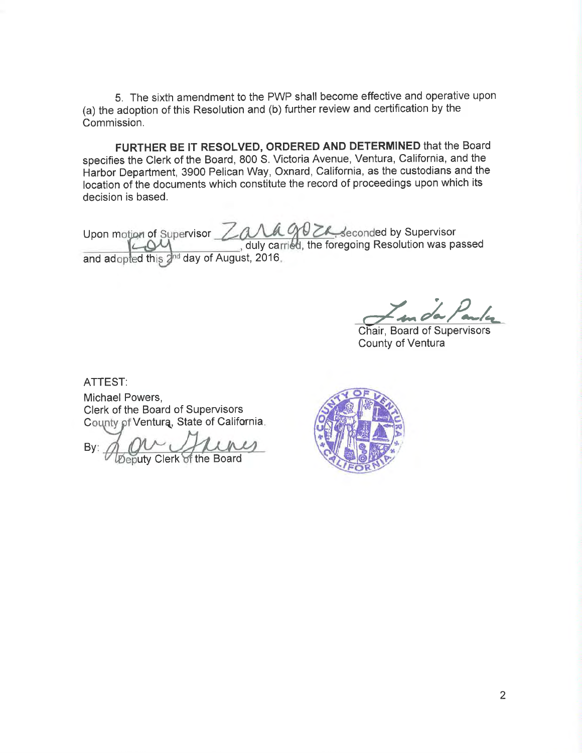5. The sixth amendment to the PWP shall become effective and operative upon (a) the adoption of this Resolution and (b) further review and certification by the Commission.

**FURTHER BE IT RESOLVED, ORDERED AND DETERMINED** that the Board specifies the Clerk of the Board, 800 S. Victoria Avenue, Ventura, California, and the Harbor Department, 3900 Pelican Way, Oxnard, California, as the custodians and the location of the documents which constitute the record of proceedings upon which its decision is based.

Upon motion of Supervisor Zaragoza, seconded by Supervisor Foy, duly carried, the foregoing Resolution was passed and adopted this 2nd day of August, 2016.

Linda Parks
Chair, Board of Supervisors
County of Ventura

ATTEST:
Michael Powers,
Clerk of the Board of Supervisors
County of Ventura, State of California.

By: Lori Gaines
Deputy Clerk of the Board